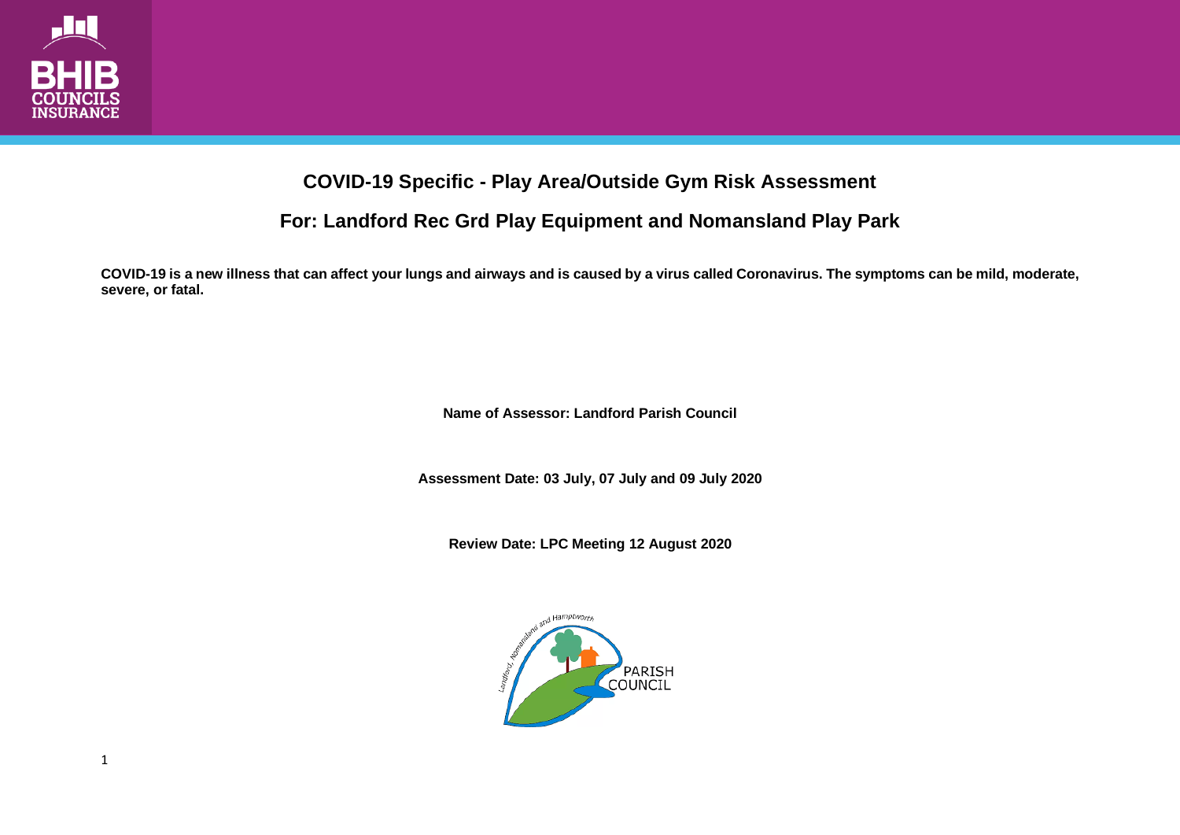# COVID-19 Specific - Play Area/Outside Gym Risk Assessment

## For: Landford Rec Grd Play Equipment and Nomansland Play Park

**COVID-19 is a new illness that can affect your lungs and airways and is caused by a virus called Coronavirus. The symptoms can be mild, moderate, severe, or fatal.**

**Name of Assessor: Landford Parish Council**

**Assessment Date: 03 July, 07 July and 09 July 2020**

**Review Date: LPC Meeting 12 August 2020**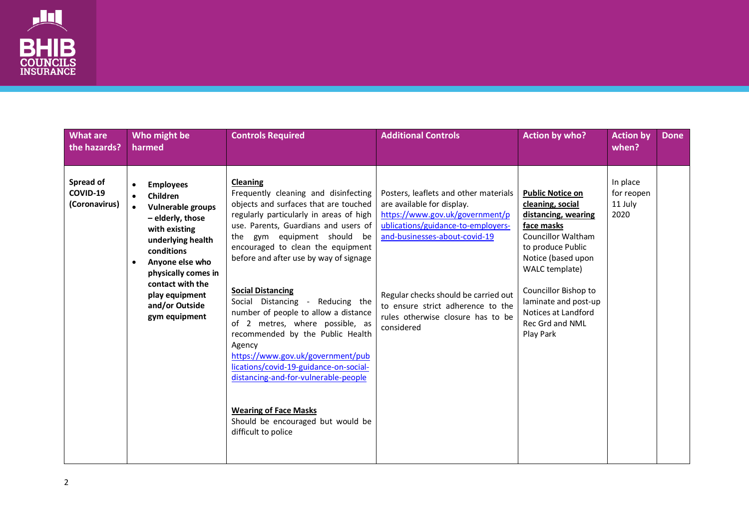| What are the hazards? | Who might be harmed | Controls Required | Additional Controls | Action by who? | Action by when? | Done |
|---|---|---|---|---|---|---|
| **Spread of COVID-19 (Coronavirus)** | <ul><li>**Employees**</li><li>**Children**</li><li>**Vulnerable groups – elderly, those with existing underlying health conditions**</li><li>**Anyone else who physically comes in contact with the play equipment and/or Outside gym equipment**</li></ul> | **Cleaning**<br>Frequently cleaning and disinfecting objects and surfaces that are touched regularly particularly in areas of high use. Parents, Guardians and users of the gym equipment should be encouraged to clean the equipment before and after use by way of signage<br><br>**Social Distancing**<br>Social Distancing - Reducing the number of people to allow a distance of 2 metres, where possible, as recommended by the Public Health Agency<br>https://www.gov.uk/government/publications/covid-19-guidance-on-social-distancing-and-for-vulnerable-people<br><br>**Wearing of Face Masks**<br>Should be encouraged but would be difficult to police | Posters, leaflets and other materials are available for display.<br>https://www.gov.uk/government/publications/guidance-to-employers-and-businesses-about-covid-19<br><br>Regular checks should be carried out to ensure strict adherence to the rules otherwise closure has to be considered | **Public Notice on cleaning, social distancing, wearing face masks**<br>Councillor Waltham to produce Public Notice (based upon WALC template)<br><br>Councillor Bishop to laminate and post-up Notices at Landford Rec Grd and NML Play Park | In place for reopen 11 July 2020 | |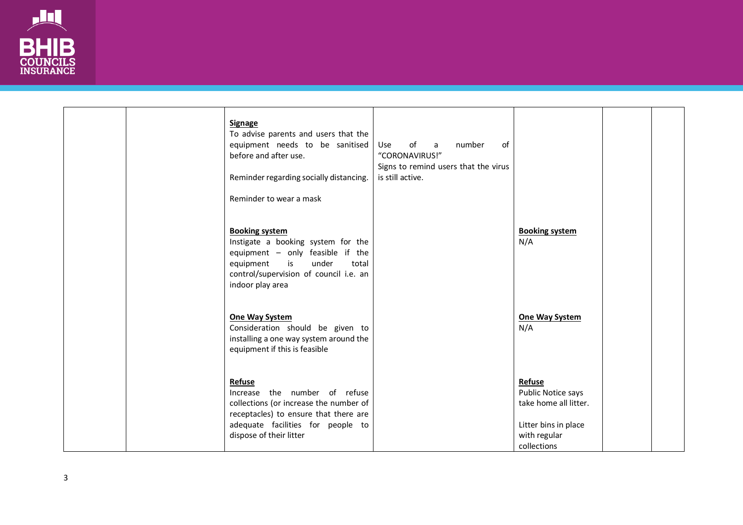|  |  |  |  |  |  |  |
|---|---|---|---|---|---|---|
|  |  | **Signage**<br>To advise parents and users that the equipment needs to be sanitised before and after use.<br><br>Reminder regarding socially distancing.<br><br>Reminder to wear a mask | Use of a number of "CORONAVIRUS!" Signs to remind users that the virus is still active. |  |  |  |
|  |  | **Booking system**<br>Instigate a booking system for the equipment – only feasible if the equipment is under total control/supervision of council i.e. an indoor play area |  | **Booking system**<br>N/A |  |  |
|  |  | **One Way System**<br>Consideration should be given to installing a one way system around the equipment if this is feasible |  | **One Way System**<br>N/A |  |  |
|  |  | **Refuse**<br>Increase the number of refuse collections (or increase the number of receptacles) to ensure that there are adequate facilities for people to dispose of their litter |  | **Refuse**<br>Public Notice says take home all litter.<br><br>Litter bins in place with regular collections |  |  |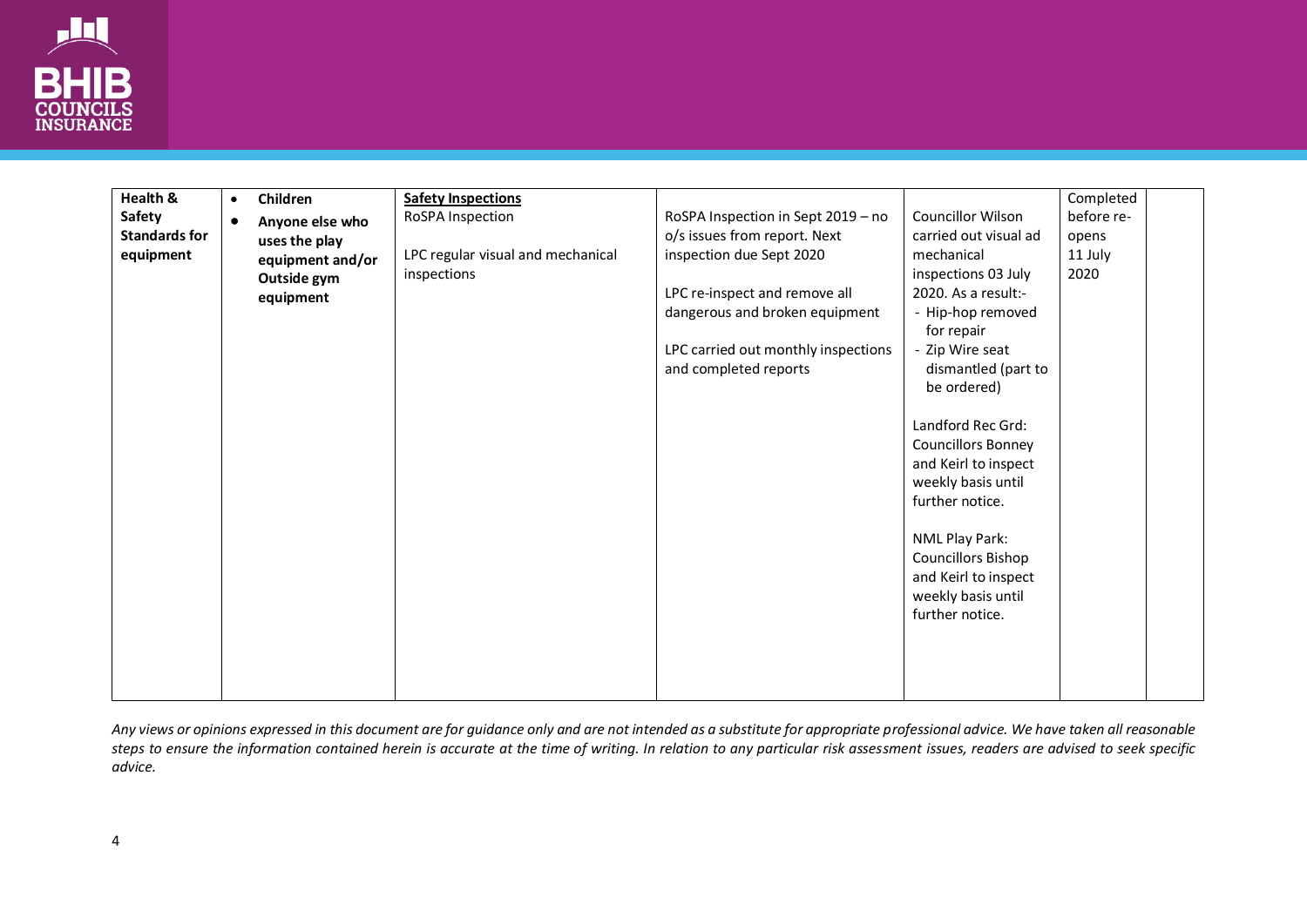| | | | | | | |
|---|---|---|---|---|---|---|
| **Health & Safety Standards for equipment** | • **Children**<br>• **Anyone else who uses the play equipment and/or Outside gym equipment** | **Safety Inspections**<br>RoSPA Inspection<br><br>LPC regular visual and mechanical inspections | RoSPA Inspection in Sept 2019 – no o/s issues from report. Next inspection due Sept 2020<br><br>LPC re-inspect and remove all dangerous and broken equipment<br><br>LPC carried out monthly inspections and completed reports | Councillor Wilson carried out visual ad mechanical inspections 03 July 2020. As a result:-<br>- Hip-hop removed for repair<br>- Zip Wire seat dismantled (part to be ordered)<br><br>Landford Rec Grd: Councillors Bonney and Keirl to inspect weekly basis until further notice.<br><br>NML Play Park: Councillors Bishop and Keirl to inspect weekly basis until further notice. | Completed before re-opens 11 July 2020 | |

*Any views or opinions expressed in this document are for guidance only and are not intended as a substitute for appropriate professional advice. We have taken all reasonable steps to ensure the information contained herein is accurate at the time of writing. In relation to any particular risk assessment issues, readers are advised to seek specific advice.*